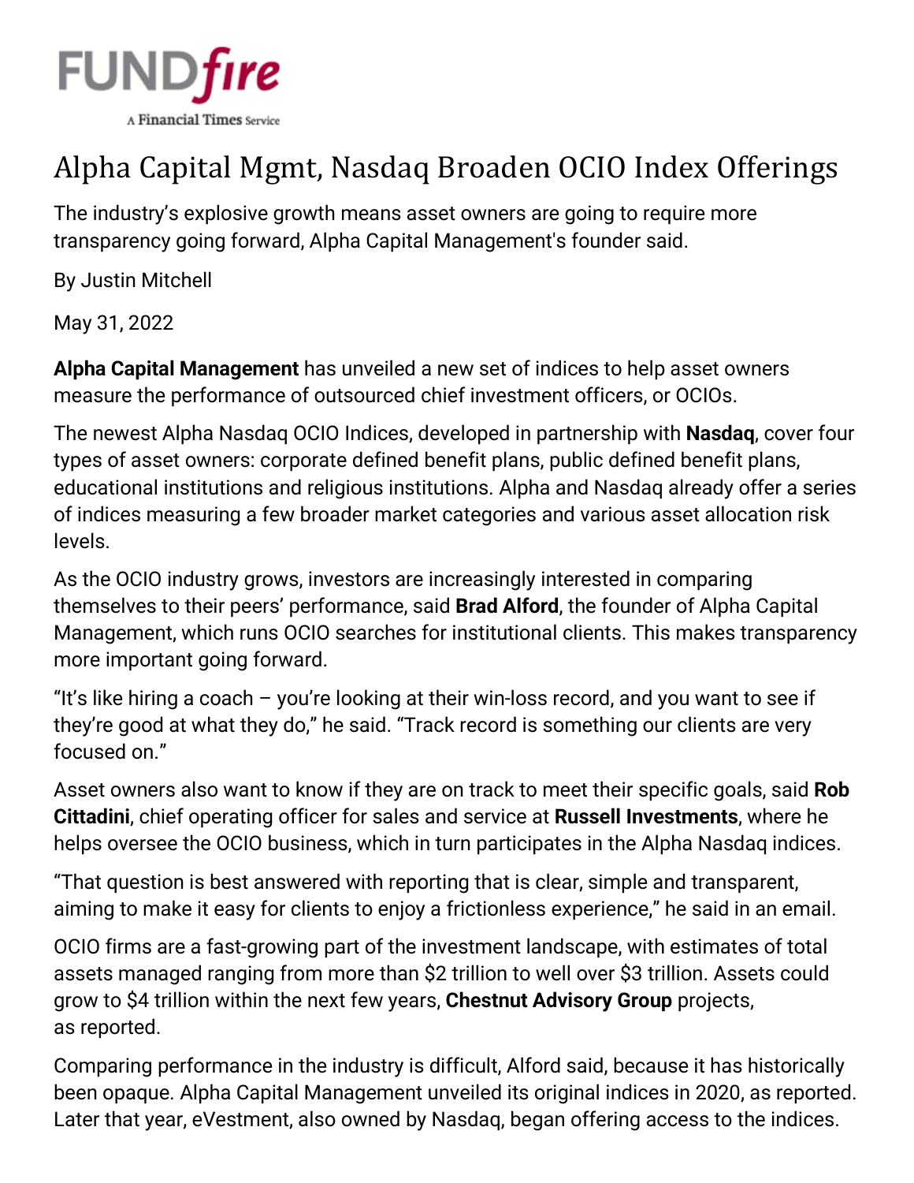FUND*fire*

A Financial Times Service

# Alpha Capital Mgmt, Nasdaq Broaden OCIO Index Offerings

The industry's explosive growth means asset owners are going to require more transparency going forward, Alpha Capital Management's founder said.

By Justin Mitchell

May 31, 2022

**Alpha Capital Management** has unveiled a new set of indices to help asset owners measure the performance of outsourced chief investment officers, or OCIOs.

The newest Alpha Nasdaq OCIO Indices, developed in partnership with **Nasdaq**, cover four types of asset owners: corporate defined benefit plans, public defined benefit plans, educational institutions and religious institutions. Alpha and Nasdaq already offer a series of indices measuring a few broader market categories and various asset allocation risk levels.

As the OCIO industry grows, investors are increasingly interested in comparing themselves to their peers' performance, said **Brad Alford**, the founder of Alpha Capital Management, which runs OCIO searches for institutional clients. This makes transparency more important going forward.

"It's like hiring a coach – you're looking at their win-loss record, and you want to see if they're good at what they do," he said. "Track record is something our clients are very focused on."

Asset owners also want to know if they are on track to meet their specific goals, said **Rob Cittadini**, chief operating officer for sales and service at **Russell Investments**, where he helps oversee the OCIO business, which in turn participates in the Alpha Nasdaq indices.

"That question is best answered with reporting that is clear, simple and transparent, aiming to make it easy for clients to enjoy a frictionless experience," he said in an email.

OCIO firms are a fast-growing part of the investment landscape, with estimates of total assets managed ranging from more than $2 trillion to well over $3 trillion. Assets could grow to $4 trillion within the next few years, **Chestnut Advisory Group** projects, as reported.

Comparing performance in the industry is difficult, Alford said, because it has historically been opaque. Alpha Capital Management unveiled its original indices in 2020, as reported. Later that year, eVestment, also owned by Nasdaq, began offering access to the indices.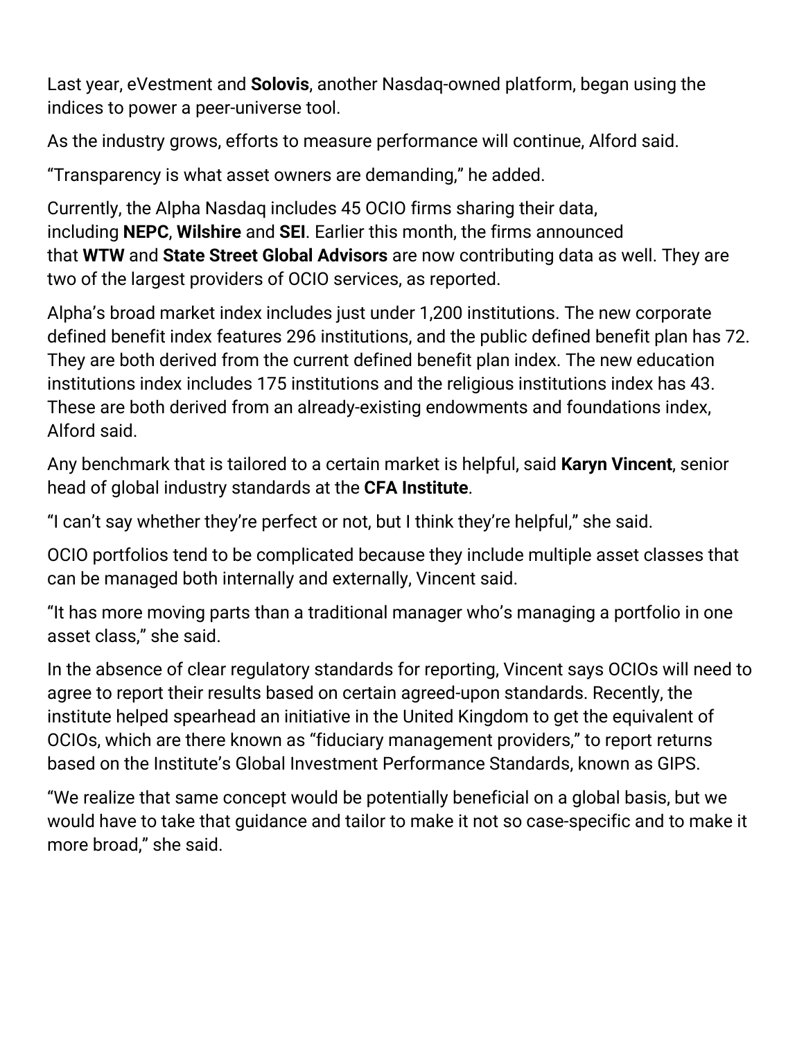Last year, eVestment and **Solovis**, another Nasdaq-owned platform, began using the indices to power a peer-universe tool.

As the industry grows, efforts to measure performance will continue, Alford said.

"Transparency is what asset owners are demanding," he added.

Currently, the Alpha Nasdaq includes 45 OCIO firms sharing their data, including **NEPC**, **Wilshire** and **SEI**. Earlier this month, the firms announced that **WTW** and **State Street Global Advisors** are now contributing data as well. They are two of the largest providers of OCIO services, as reported.

Alpha's broad market index includes just under 1,200 institutions. The new corporate defined benefit index features 296 institutions, and the public defined benefit plan has 72. They are both derived from the current defined benefit plan index. The new education institutions index includes 175 institutions and the religious institutions index has 43. These are both derived from an already-existing endowments and foundations index, Alford said.

Any benchmark that is tailored to a certain market is helpful, said **Karyn Vincent**, senior head of global industry standards at the **CFA Institute**.

"I can't say whether they're perfect or not, but I think they're helpful," she said.

OCIO portfolios tend to be complicated because they include multiple asset classes that can be managed both internally and externally, Vincent said.

"It has more moving parts than a traditional manager who's managing a portfolio in one asset class," she said.

In the absence of clear regulatory standards for reporting, Vincent says OCIOs will need to agree to report their results based on certain agreed-upon standards. Recently, the institute helped spearhead an initiative in the United Kingdom to get the equivalent of OCIOs, which are there known as "fiduciary management providers," to report returns based on the Institute's Global Investment Performance Standards, known as GIPS.

"We realize that same concept would be potentially beneficial on a global basis, but we would have to take that guidance and tailor to make it not so case-specific and to make it more broad," she said.